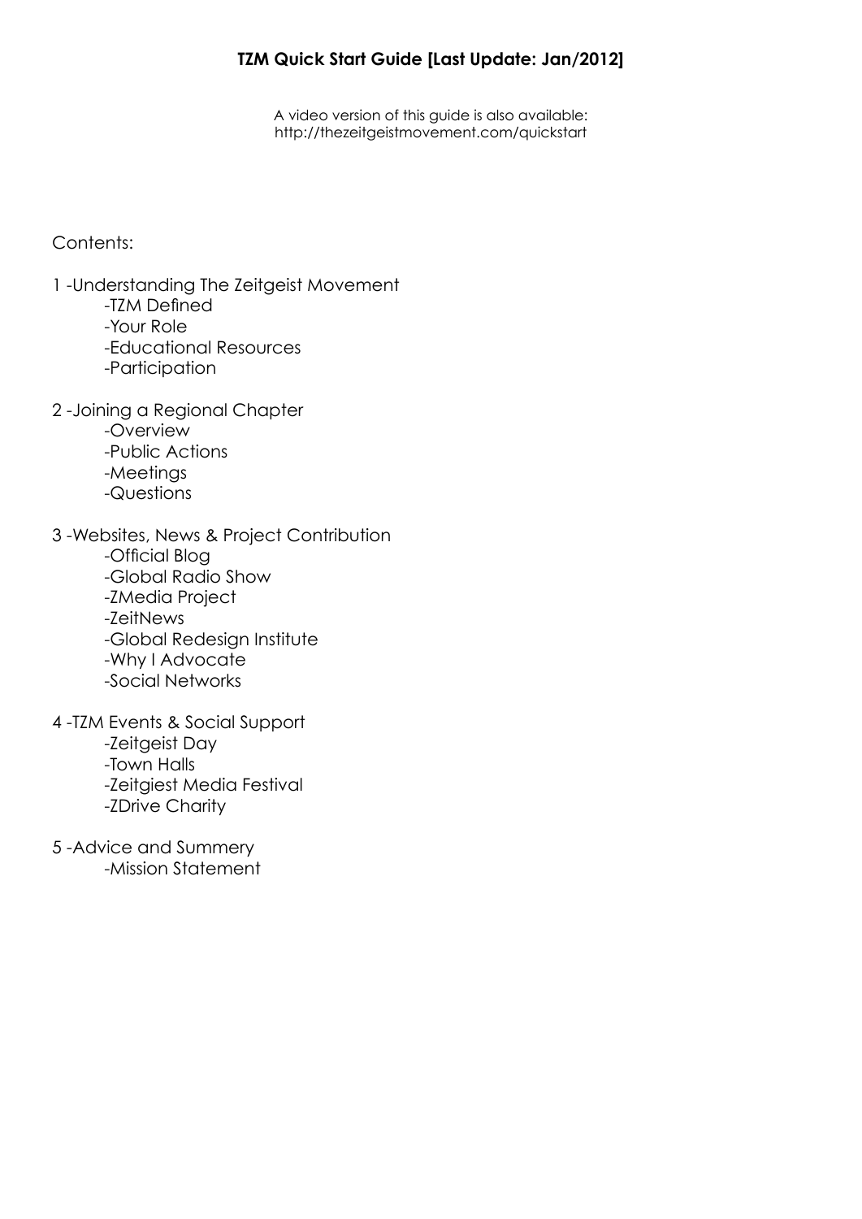# TZM Quick Start Guide [Last Update: Jan/2012]

A video version of this guide is also available:
http://thezeitgeistmovement.com/quickstart

Contents:

1 -Understanding The Zeitgeist Movement
- -TZM Defined
- -Your Role
- -Educational Resources
- -Participation

2 -Joining a Regional Chapter
- -Overview
- -Public Actions
- -Meetings
- -Questions

3 -Websites, News & Project Contribution
- -Official Blog
- -Global Radio Show
- -ZMedia Project
- -ZeitNews
- -Global Redesign Institute
- -Why I Advocate
- -Social Networks

4 -TZM Events & Social Support
- -Zeitgeist Day
- -Town Halls
- -Zeitgiest Media Festival
- -ZDrive Charity

5 -Advice and Summery
- -Mission Statement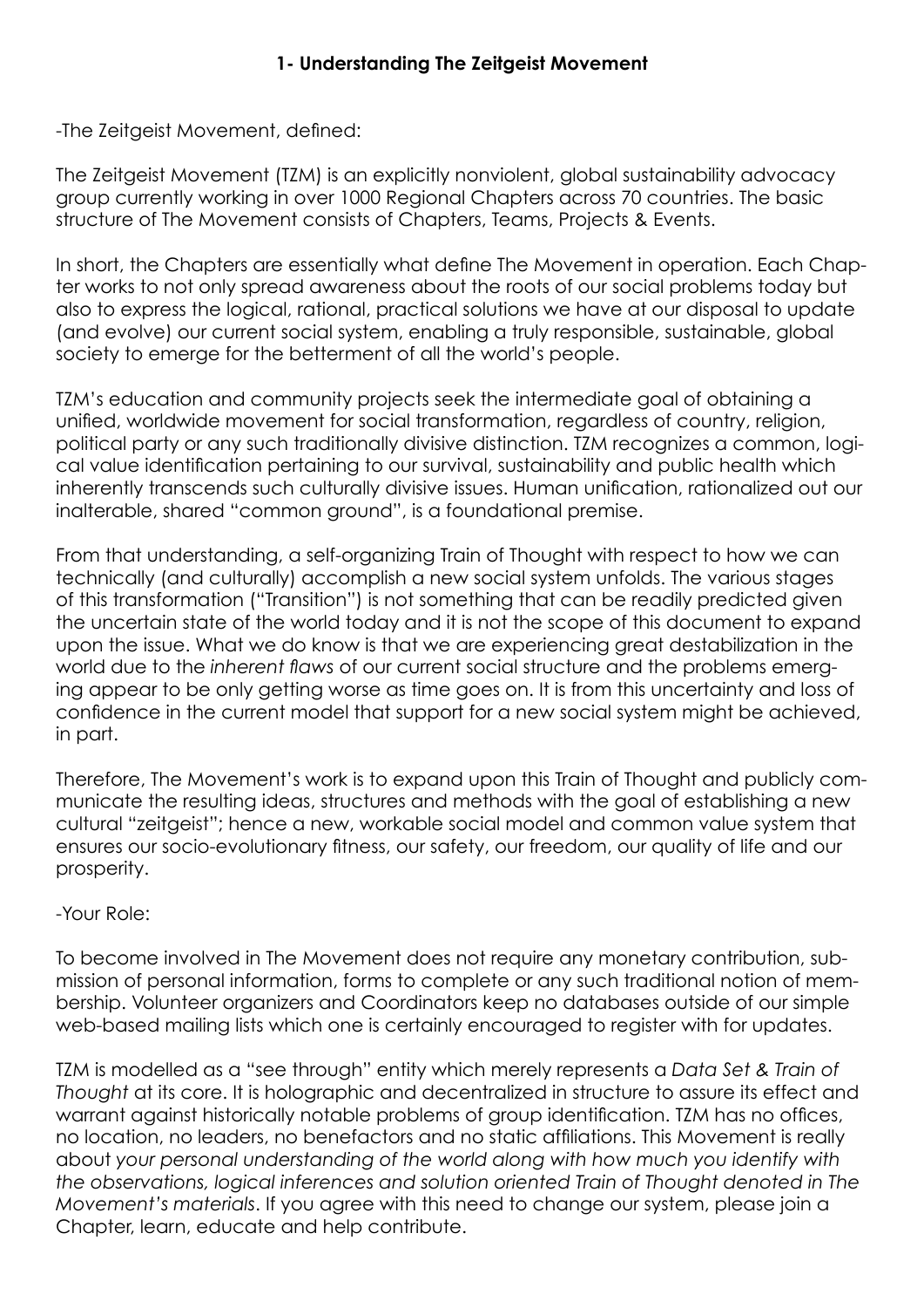## 1- Understanding The Zeitgeist Movement

-The Zeitgeist Movement, defined:

The Zeitgeist Movement (TZM) is an explicitly nonviolent, global sustainability advocacy group currently working in over 1000 Regional Chapters across 70 countries. The basic structure of The Movement consists of Chapters, Teams, Projects & Events.

In short, the Chapters are essentially what define The Movement in operation. Each Chapter works to not only spread awareness about the roots of our social problems today but also to express the logical, rational, practical solutions we have at our disposal to update (and evolve) our current social system, enabling a truly responsible, sustainable, global society to emerge for the betterment of all the world's people.

TZM's education and community projects seek the intermediate goal of obtaining a unified, worldwide movement for social transformation, regardless of country, religion, political party or any such traditionally divisive distinction. TZM recognizes a common, logical value identification pertaining to our survival, sustainability and public health which inherently transcends such culturally divisive issues. Human unification, rationalized out our inalterable, shared "common ground", is a foundational premise.

From that understanding, a self-organizing Train of Thought with respect to how we can technically (and culturally) accomplish a new social system unfolds. The various stages of this transformation ("Transition") is not something that can be readily predicted given the uncertain state of the world today and it is not the scope of this document to expand upon the issue. What we do know is that we are experiencing great destabilization in the world due to the *inherent flaws* of our current social structure and the problems emerging appear to be only getting worse as time goes on. It is from this uncertainty and loss of confidence in the current model that support for a new social system might be achieved, in part.

Therefore, The Movement's work is to expand upon this Train of Thought and publicly communicate the resulting ideas, structures and methods with the goal of establishing a new cultural "zeitgeist"; hence a new, workable social model and common value system that ensures our socio-evolutionary fitness, our safety, our freedom, our quality of life and our prosperity.

-Your Role:

To become involved in The Movement does not require any monetary contribution, submission of personal information, forms to complete or any such traditional notion of membership. Volunteer organizers and Coordinators keep no databases outside of our simple web-based mailing lists which one is certainly encouraged to register with for updates.

TZM is modelled as a "see through" entity which merely represents a *Data Set & Train of Thought* at its core. It is holographic and decentralized in structure to assure its effect and warrant against historically notable problems of group identification. TZM has no offices, no location, no leaders, no benefactors and no static affiliations. This Movement is really about *your personal understanding of the world along with how much you identify with the observations, logical inferences and solution oriented Train of Thought denoted in The Movement's materials*. If you agree with this need to change our system, please join a Chapter, learn, educate and help contribute.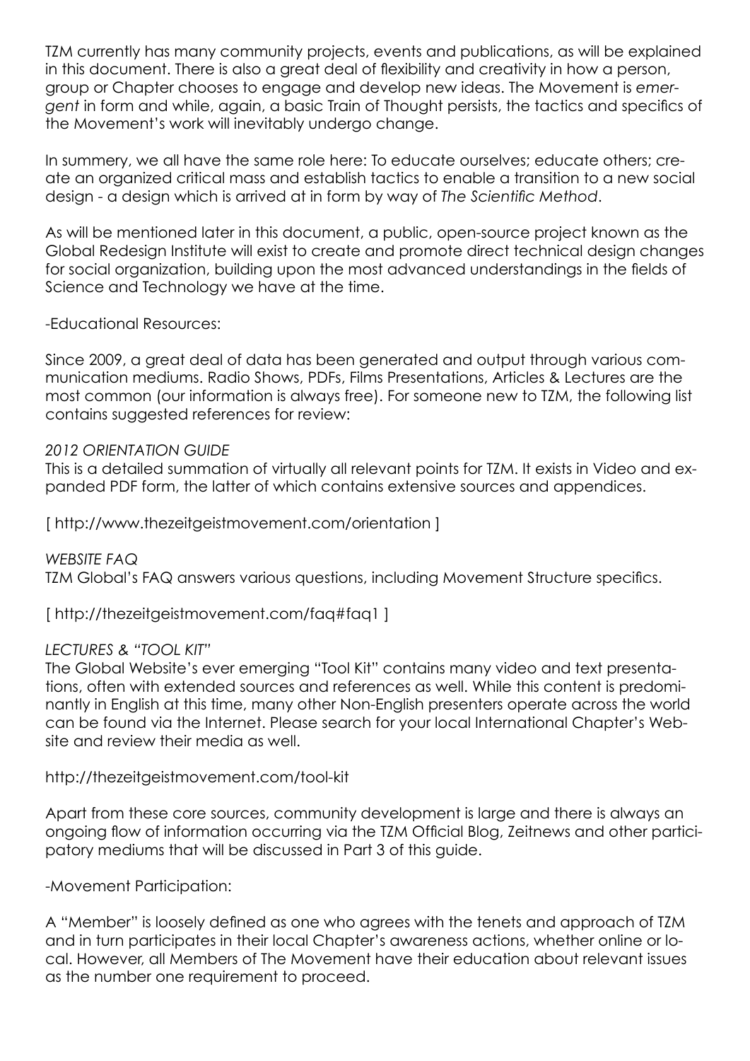TZM currently has many community projects, events and publications, as will be explained in this document. There is also a great deal of flexibility and creativity in how a person, group or Chapter chooses to engage and develop new ideas. The Movement is *emergent* in form and while, again, a basic Train of Thought persists, the tactics and specifics of the Movement's work will inevitably undergo change.

In summery, we all have the same role here: To educate ourselves; educate others; create an organized critical mass and establish tactics to enable a transition to a new social design - a design which is arrived at in form by way of *The Scientific Method*.

As will be mentioned later in this document, a public, open-source project known as the Global Redesign Institute will exist to create and promote direct technical design changes for social organization, building upon the most advanced understandings in the fields of Science and Technology we have at the time.

-Educational Resources:

Since 2009, a great deal of data has been generated and output through various communication mediums. Radio Shows, PDFs, Films Presentations, Articles & Lectures are the most common (our information is always free). For someone new to TZM, the following list contains suggested references for review:

*2012 ORIENTATION GUIDE*
This is a detailed summation of virtually all relevant points for TZM. It exists in Video and expanded PDF form, the latter of which contains extensive sources and appendices.

[ http://www.thezeitgeistmovement.com/orientation ]

*WEBSITE FAQ*
TZM Global's FAQ answers various questions, including Movement Structure specifics.

[ http://thezeitgeistmovement.com/faq#faq1 ]

*LECTURES & "TOOL KIT"*
The Global Website's ever emerging "Tool Kit" contains many video and text presentations, often with extended sources and references as well. While this content is predominantly in English at this time, many other Non-English presenters operate across the world can be found via the Internet. Please search for your local International Chapter's Website and review their media as well.

http://thezeitgeistmovement.com/tool-kit

Apart from these core sources, community development is large and there is always an ongoing flow of information occurring via the TZM Official Blog, Zeitnews and other participatory mediums that will be discussed in Part 3 of this guide.

-Movement Participation:

A "Member" is loosely defined as one who agrees with the tenets and approach of TZM and in turn participates in their local Chapter's awareness actions, whether online or local. However, all Members of The Movement have their education about relevant issues as the number one requirement to proceed.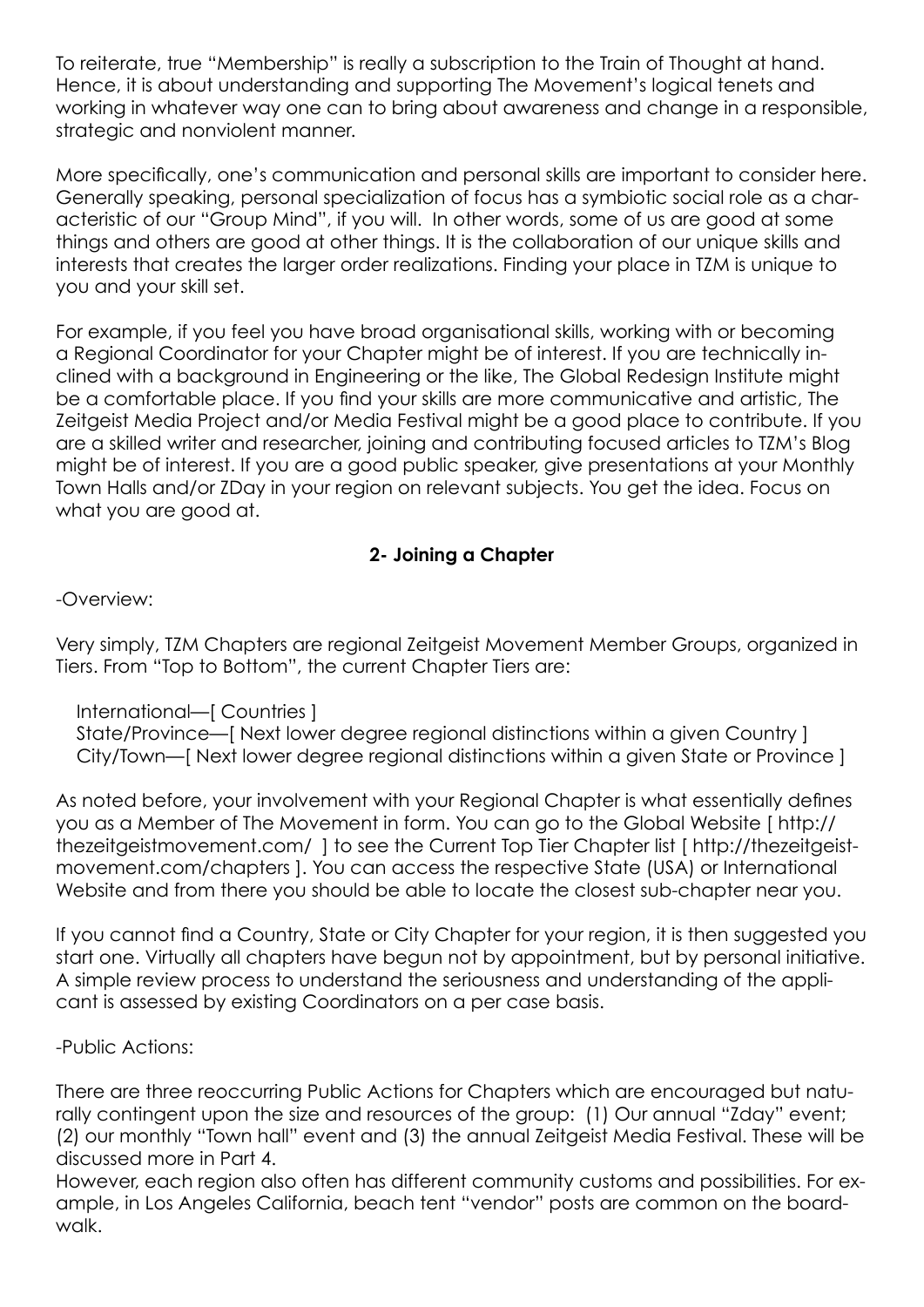To reiterate, true "Membership" is really a subscription to the Train of Thought at hand. Hence, it is about understanding and supporting The Movement's logical tenets and working in whatever way one can to bring about awareness and change in a responsible, strategic and nonviolent manner.

More specifically, one's communication and personal skills are important to consider here. Generally speaking, personal specialization of focus has a symbiotic social role as a characteristic of our "Group Mind", if you will. In other words, some of us are good at some things and others are good at other things. It is the collaboration of our unique skills and interests that creates the larger order realizations. Finding your place in TZM is unique to you and your skill set.

For example, if you feel you have broad organisational skills, working with or becoming a Regional Coordinator for your Chapter might be of interest. If you are technically inclined with a background in Engineering or the like, The Global Redesign Institute might be a comfortable place. If you find your skills are more communicative and artistic, The Zeitgeist Media Project and/or Media Festival might be a good place to contribute. If you are a skilled writer and researcher, joining and contributing focused articles to TZM's Blog might be of interest. If you are a good public speaker, give presentations at your Monthly Town Halls and/or ZDay in your region on relevant subjects. You get the idea. Focus on what you are good at.

## 2- Joining a Chapter

-Overview:

Very simply, TZM Chapters are regional Zeitgeist Movement Member Groups, organized in Tiers. From "Top to Bottom", the current Chapter Tiers are:

International—[ Countries ]
State/Province—[ Next lower degree regional distinctions within a given Country ]
City/Town—[ Next lower degree regional distinctions within a given State or Province ]

As noted before, your involvement with your Regional Chapter is what essentially defines you as a Member of The Movement in form. You can go to the Global Website [ http://thezeitgeistmovement.com/ ] to see the Current Top Tier Chapter list [ http://thezeitgeistmovement.com/chapters ]. You can access the respective State (USA) or International Website and from there you should be able to locate the closest sub-chapter near you.

If you cannot find a Country, State or City Chapter for your region, it is then suggested you start one. Virtually all chapters have begun not by appointment, but by personal initiative. A simple review process to understand the seriousness and understanding of the applicant is assessed by existing Coordinators on a per case basis.

-Public Actions:

There are three reoccurring Public Actions for Chapters which are encouraged but naturally contingent upon the size and resources of the group: (1) Our annual "Zday" event; (2) our monthly "Town hall" event and (3) the annual Zeitgeist Media Festival. These will be discussed more in Part 4.
However, each region also often has different community customs and possibilities. For example, in Los Angeles California, beach tent "vendor" posts are common on the boardwalk.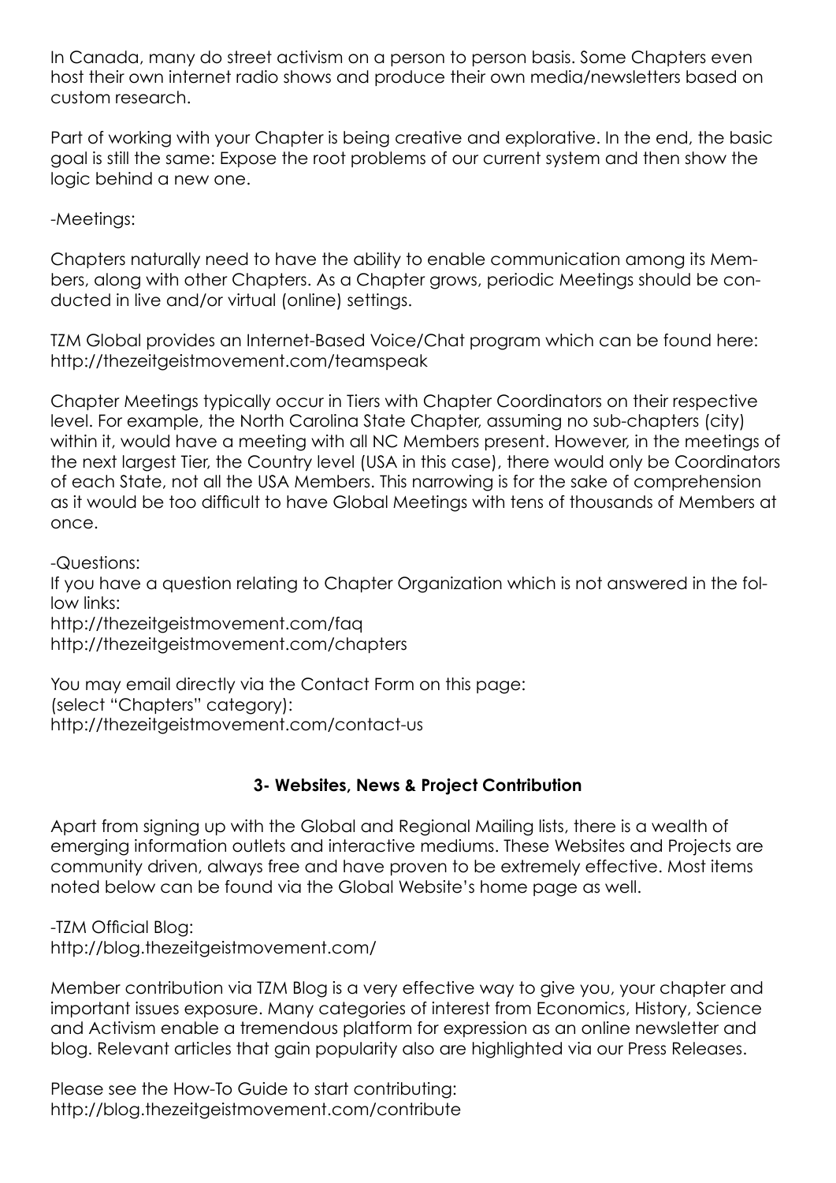In Canada, many do street activism on a person to person basis. Some Chapters even host their own internet radio shows and produce their own media/newsletters based on custom research.

Part of working with your Chapter is being creative and explorative. In the end, the basic goal is still the same: Expose the root problems of our current system and then show the logic behind a new one.

-Meetings:

Chapters naturally need to have the ability to enable communication among its Members, along with other Chapters. As a Chapter grows, periodic Meetings should be conducted in live and/or virtual (online) settings.

TZM Global provides an Internet-Based Voice/Chat program which can be found here: http://thezeitgeistmovement.com/teamspeak

Chapter Meetings typically occur in Tiers with Chapter Coordinators on their respective level. For example, the North Carolina State Chapter, assuming no sub-chapters (city) within it, would have a meeting with all NC Members present. However, in the meetings of the next largest Tier, the Country level (USA in this case), there would only be Coordinators of each State, not all the USA Members. This narrowing is for the sake of comprehension as it would be too difficult to have Global Meetings with tens of thousands of Members at once.

-Questions:
If you have a question relating to Chapter Organization which is not answered in the follow links:
http://thezeitgeistmovement.com/faq
http://thezeitgeistmovement.com/chapters

You may email directly via the Contact Form on this page:
(select "Chapters" category):
http://thezeitgeistmovement.com/contact-us

### 3- Websites, News & Project Contribution

Apart from signing up with the Global and Regional Mailing lists, there is a wealth of emerging information outlets and interactive mediums. These Websites and Projects are community driven, always free and have proven to be extremely effective. Most items noted below can be found via the Global Website's home page as well.

-TZM Official Blog:
http://blog.thezeitgeistmovement.com/

Member contribution via TZM Blog is a very effective way to give you, your chapter and important issues exposure. Many categories of interest from Economics, History, Science and Activism enable a tremendous platform for expression as an online newsletter and blog. Relevant articles that gain popularity also are highlighted via our Press Releases.

Please see the How-To Guide to start contributing:
http://blog.thezeitgeistmovement.com/contribute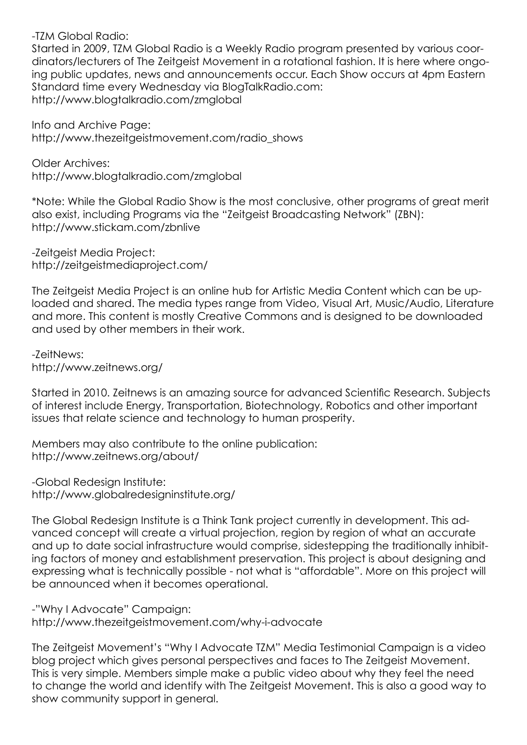-TZM Global Radio:
Started in 2009, TZM Global Radio is a Weekly Radio program presented by various coordinators/lecturers of The Zeitgeist Movement in a rotational fashion. It is here where ongoing public updates, news and announcements occur. Each Show occurs at 4pm Eastern Standard time every Wednesday via BlogTalkRadio.com:
http://www.blogtalkradio.com/zmglobal

Info and Archive Page:
http://www.thezeitgeistmovement.com/radio_shows

Older Archives:
http://www.blogtalkradio.com/zmglobal

*Note: While the Global Radio Show is the most conclusive, other programs of great merit also exist, including Programs via the "Zeitgeist Broadcasting Network" (ZBN):
http://www.stickam.com/zbnlive

-Zeitgeist Media Project:
http://zeitgeistmediaproject.com/

The Zeitgeist Media Project is an online hub for Artistic Media Content which can be uploaded and shared. The media types range from Video, Visual Art, Music/Audio, Literature and more. This content is mostly Creative Commons and is designed to be downloaded and used by other members in their work.

-ZeitNews:
http://www.zeitnews.org/

Started in 2010. Zeitnews is an amazing source for advanced Scientific Research. Subjects of interest include Energy, Transportation, Biotechnology, Robotics and other important issues that relate science and technology to human prosperity.

Members may also contribute to the online publication:
http://www.zeitnews.org/about/

-Global Redesign Institute:
http://www.globalredesigninstitute.org/

The Global Redesign Institute is a Think Tank project currently in development. This advanced concept will create a virtual projection, region by region of what an accurate and up to date social infrastructure would comprise, sidestepping the traditionally inhibiting factors of money and establishment preservation. This project is about designing and expressing what is technically possible - not what is "affordable". More on this project will be announced when it becomes operational.

-"Why I Advocate" Campaign:
http://www.thezeitgeistmovement.com/why-i-advocate

The Zeitgeist Movement's "Why I Advocate TZM" Media Testimonial Campaign is a video blog project which gives personal perspectives and faces to The Zeitgeist Movement. This is very simple. Members simple make a public video about why they feel the need to change the world and identify with The Zeitgeist Movement. This is also a good way to show community support in general.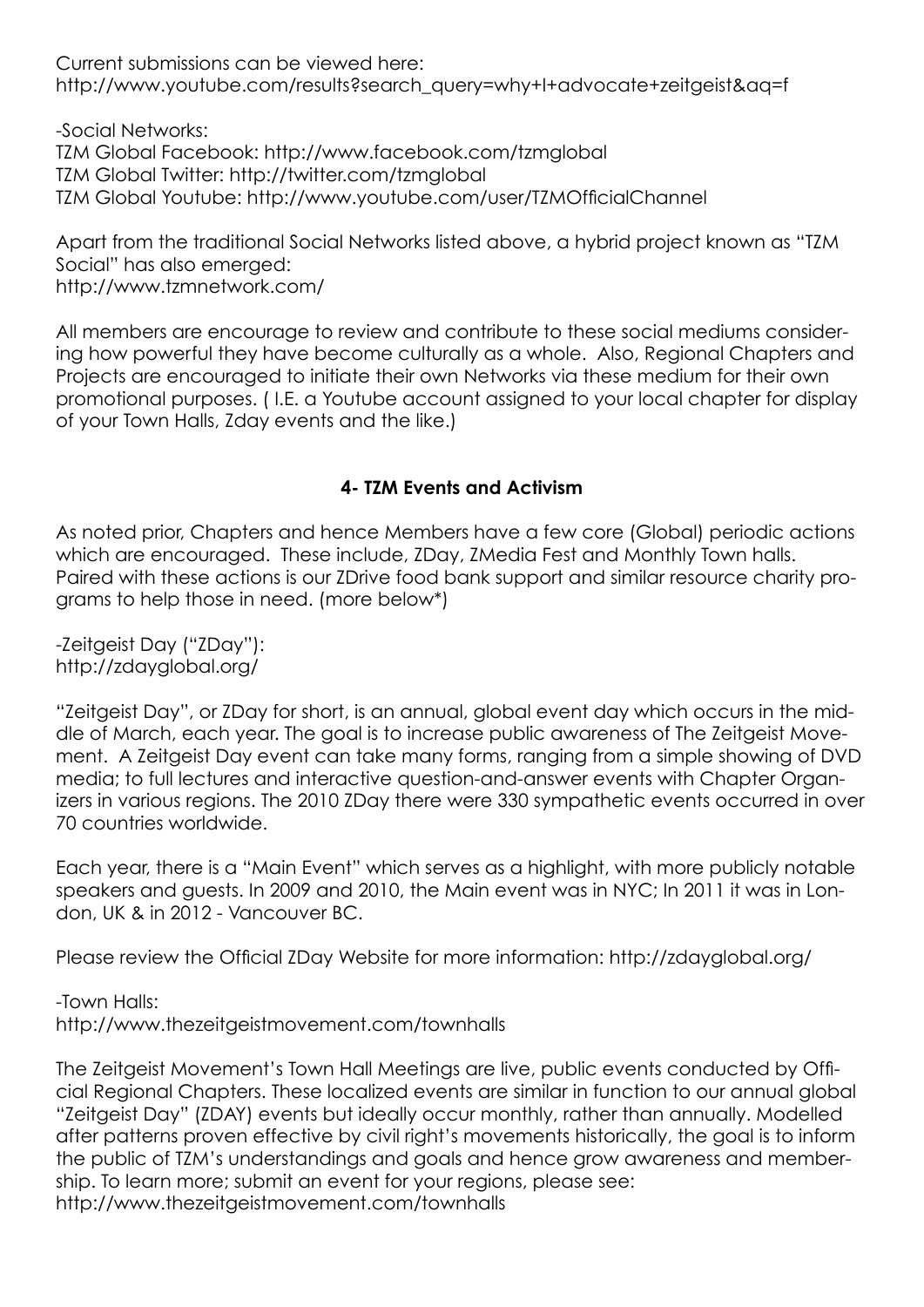Current submissions can be viewed here:
http://www.youtube.com/results?search_query=why+I+advocate+zeitgeist&aq=f

-Social Networks:
TZM Global Facebook: http://www.facebook.com/tzmglobal
TZM Global Twitter: http://twitter.com/tzmglobal
TZM Global Youtube: http://www.youtube.com/user/TZMOfficialChannel

Apart from the traditional Social Networks listed above, a hybrid project known as "TZM Social" has also emerged:
http://www.tzmnetwork.com/

All members are encourage to review and contribute to these social mediums considering how powerful they have become culturally as a whole. Also, Regional Chapters and Projects are encouraged to initiate their own Networks via these medium for their own promotional purposes. ( I.E. a Youtube account assigned to your local chapter for display of your Town Halls, Zday events and the like.)

## 4- TZM Events and Activism

As noted prior, Chapters and hence Members have a few core (Global) periodic actions which are encouraged. These include, ZDay, ZMedia Fest and Monthly Town halls. Paired with these actions is our ZDrive food bank support and similar resource charity programs to help those in need. (more below*)

-Zeitgeist Day ("ZDay"):
http://zdayglobal.org/

"Zeitgeist Day", or ZDay for short, is an annual, global event day which occurs in the middle of March, each year. The goal is to increase public awareness of The Zeitgeist Movement. A Zeitgeist Day event can take many forms, ranging from a simple showing of DVD media; to full lectures and interactive question-and-answer events with Chapter Organizers in various regions. The 2010 ZDay there were 330 sympathetic events occurred in over 70 countries worldwide.

Each year, there is a "Main Event" which serves as a highlight, with more publicly notable speakers and guests. In 2009 and 2010, the Main event was in NYC; In 2011 it was in London, UK & in 2012 - Vancouver BC.

Please review the Official ZDay Website for more information: http://zdayglobal.org/

-Town Halls:
http://www.thezeitgeistmovement.com/townhalls

The Zeitgeist Movement's Town Hall Meetings are live, public events conducted by Official Regional Chapters. These localized events are similar in function to our annual global "Zeitgeist Day" (ZDAY) events but ideally occur monthly, rather than annually. Modelled after patterns proven effective by civil right's movements historically, the goal is to inform the public of TZM's understandings and goals and hence grow awareness and membership. To learn more; submit an event for your regions, please see:
http://www.thezeitgeistmovement.com/townhalls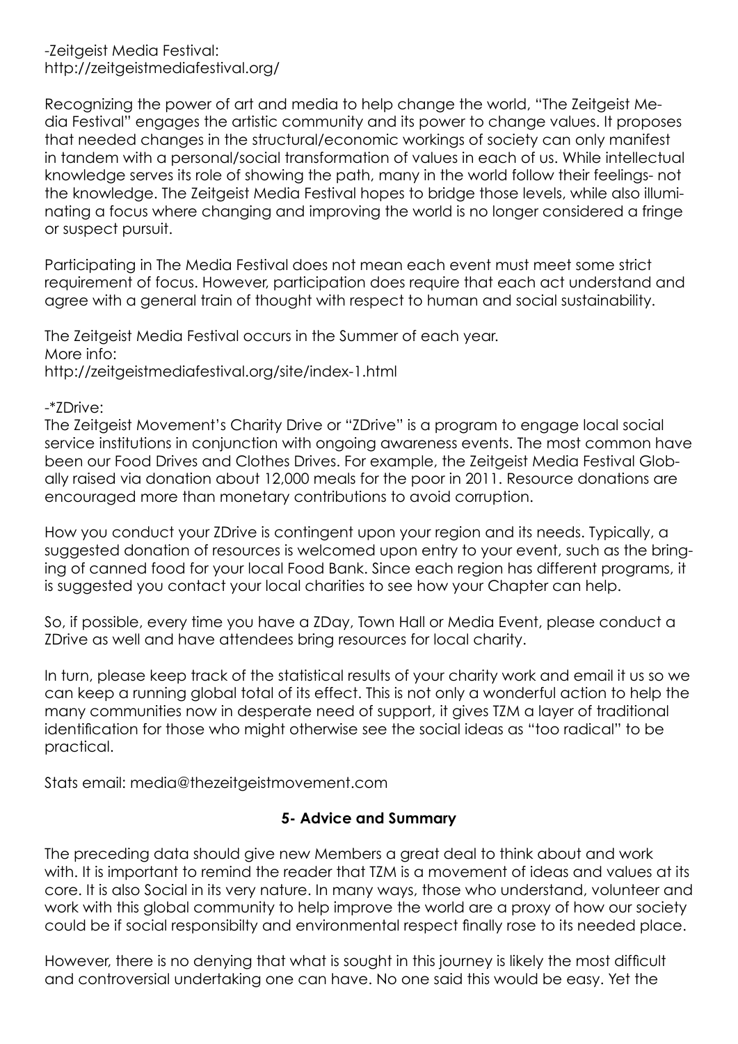-Zeitgeist Media Festival:
http://zeitgeistmediafestival.org/

Recognizing the power of art and media to help change the world, "The Zeitgeist Media Festival" engages the artistic community and its power to change values. It proposes that needed changes in the structural/economic workings of society can only manifest in tandem with a personal/social transformation of values in each of us. While intellectual knowledge serves its role of showing the path, many in the world follow their feelings- not the knowledge. The Zeitgeist Media Festival hopes to bridge those levels, while also illuminating a focus where changing and improving the world is no longer considered a fringe or suspect pursuit.

Participating in The Media Festival does not mean each event must meet some strict requirement of focus. However, participation does require that each act understand and agree with a general train of thought with respect to human and social sustainability.

The Zeitgeist Media Festival occurs in the Summer of each year.
More info:
http://zeitgeistmediafestival.org/site/index-1.html

-*ZDrive:
The Zeitgeist Movement's Charity Drive or "ZDrive" is a program to engage local social service institutions in conjunction with ongoing awareness events. The most common have been our Food Drives and Clothes Drives. For example, the Zeitgeist Media Festival Globally raised via donation about 12,000 meals for the poor in 2011. Resource donations are encouraged more than monetary contributions to avoid corruption.

How you conduct your ZDrive is contingent upon your region and its needs. Typically, a suggested donation of resources is welcomed upon entry to your event, such as the bringing of canned food for your local Food Bank. Since each region has different programs, it is suggested you contact your local charities to see how your Chapter can help.

So, if possible, every time you have a ZDay, Town Hall or Media Event, please conduct a ZDrive as well and have attendees bring resources for local charity.

In turn, please keep track of the statistical results of your charity work and email it us so we can keep a running global total of its effect. This is not only a wonderful action to help the many communities now in desperate need of support, it gives TZM a layer of traditional identification for those who might otherwise see the social ideas as "too radical" to be practical.

Stats email: media@thezeitgeistmovement.com

## 5- Advice and Summary

The preceding data should give new Members a great deal to think about and work with. It is important to remind the reader that TZM is a movement of ideas and values at its core. It is also Social in its very nature. In many ways, those who understand, volunteer and work with this global community to help improve the world are a proxy of how our society could be if social responsibilty and environmental respect finally rose to its needed place.

However, there is no denying that what is sought in this journey is likely the most difficult and controversial undertaking one can have. No one said this would be easy. Yet the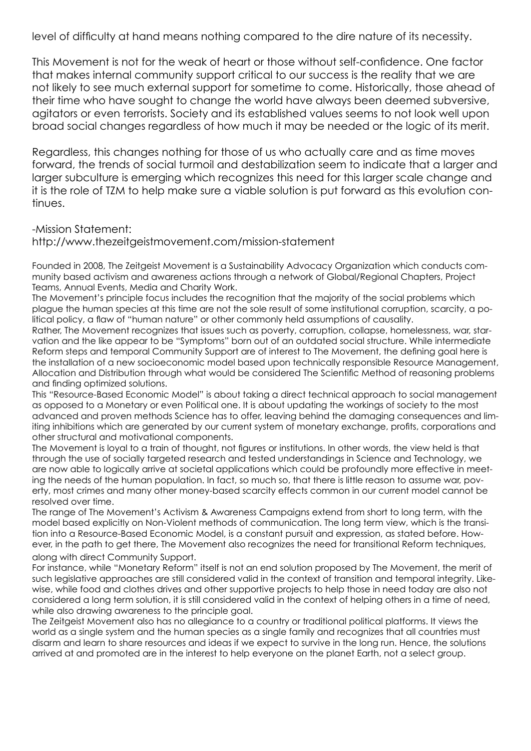level of difficulty at hand means nothing compared to the dire nature of its necessity.

This Movement is not for the weak of heart or those without self-confidence. One factor that makes internal community support critical to our success is the reality that we are not likely to see much external support for sometime to come. Historically, those ahead of their time who have sought to change the world have always been deemed subversive, agitators or even terrorists. Society and its established values seems to not look well upon broad social changes regardless of how much it may be needed or the logic of its merit.

Regardless, this changes nothing for those of us who actually care and as time moves forward, the trends of social turmoil and destabilization seem to indicate that a larger and larger subculture is emerging which recognizes this need for this larger scale change and it is the role of TZM to help make sure a viable solution is put forward as this evolution continues.

-Mission Statement:
http://www.thezeitgeistmovement.com/mission-statement

Founded in 2008, The Zeitgeist Movement is a Sustainability Advocacy Organization which conducts community based activism and awareness actions through a network of Global/Regional Chapters, Project Teams, Annual Events, Media and Charity Work.

The Movement's principle focus includes the recognition that the majority of the social problems which plague the human species at this time are not the sole result of some institutional corruption, scarcity, a political policy, a flaw of "human nature" or other commonly held assumptions of causality.

Rather, The Movement recognizes that issues such as poverty, corruption, collapse, homelessness, war, starvation and the like appear to be "Symptoms" born out of an outdated social structure. While intermediate Reform steps and temporal Community Support are of interest to The Movement, the defining goal here is the installation of a new socioeconomic model based upon technically responsible Resource Management, Allocation and Distribution through what would be considered The Scientific Method of reasoning problems and finding optimized solutions.

This "Resource-Based Economic Model" is about taking a direct technical approach to social management as opposed to a Monetary or even Political one. It is about updating the workings of society to the most advanced and proven methods Science has to offer, leaving behind the damaging consequences and limiting inhibitions which are generated by our current system of monetary exchange, profits, corporations and other structural and motivational components.

The Movement is loyal to a train of thought, not figures or institutions. In other words, the view held is that through the use of socially targeted research and tested understandings in Science and Technology, we are now able to logically arrive at societal applications which could be profoundly more effective in meeting the needs of the human population. In fact, so much so, that there is little reason to assume war, poverty, most crimes and many other money-based scarcity effects common in our current model cannot be resolved over time.

The range of The Movement's Activism & Awareness Campaigns extend from short to long term, with the model based explicitly on Non-Violent methods of communication. The long term view, which is the transition into a Resource-Based Economic Model, is a constant pursuit and expression, as stated before. However, in the path to get there, The Movement also recognizes the need for transitional Reform techniques, along with direct Community Support.

For instance, while "Monetary Reform" itself is not an end solution proposed by The Movement, the merit of such legislative approaches are still considered valid in the context of transition and temporal integrity. Likewise, while food and clothes drives and other supportive projects to help those in need today are also not considered a long term solution, it is still considered valid in the context of helping others in a time of need, while also drawing awareness to the principle goal.

The Zeitgeist Movement also has no allegiance to a country or traditional political platforms. It views the world as a single system and the human species as a single family and recognizes that all countries must disarm and learn to share resources and ideas if we expect to survive in the long run. Hence, the solutions arrived at and promoted are in the interest to help everyone on the planet Earth, not a select group.